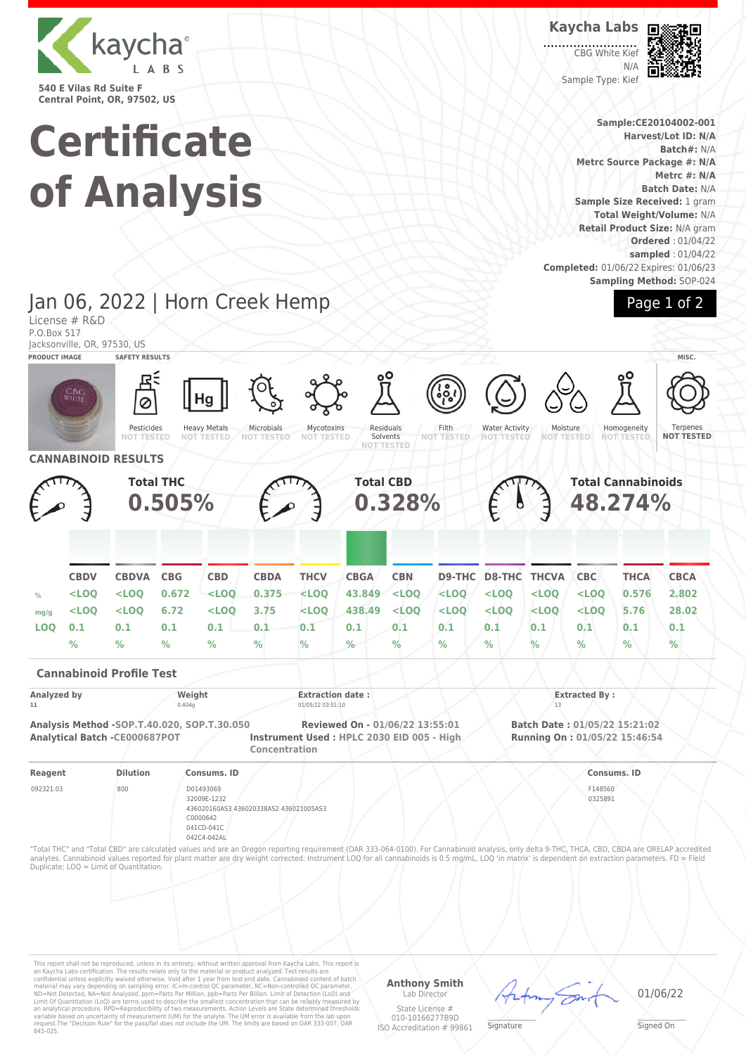kaycha LABS

540 E Vilas Rd Suite F
Central Point, OR, 97502, US

**Kaycha Labs**

CBG White Kief
N/A
Sample Type: Kief

# Certificate of Analysis

**Sample:CE20104002-001**
**Harvest/Lot ID: N/A**
**Batch#:** N/A
**Metrc Source Package #: N/A**
**Metrc #: N/A**
**Batch Date:** N/A
**Sample Size Received:** 1 gram
**Total Weight/Volume:** N/A
**Retail Product Size:** N/A gram
**Ordered** : 01/04/22
**sampled** : 01/04/22
**Completed:** 01/06/22 Expires: 01/06/23
**Sampling Method:** SOP-024

## Jan 06, 2022 | Horn Creek Hemp

License # R&D
P.O.Box 517
Jacksonville, OR, 97530, US

**PRODUCT IMAGE** | **SAFETY RESULTS** | **MISC.**

| Pesticides | Heavy Metals | Microbials | Mycotoxins | Residuals Solvents | Filth | Water Activity | Moisture | Homogeneity | Terpenes |
|---|---|---|---|---|---|---|---|---|---|
| NOT TESTED | NOT TESTED | NOT TESTED | NOT TESTED | NOT TESTED | NOT TESTED | NOT TESTED | NOT TESTED | NOT TESTED | **NOT TESTED** |

## CANNABINOID RESULTS

**Total THC 0.505%** | **Total CBD 0.328%** | **Total Cannabinoids 48.274%**

| | CBDV | CBDVA | CBG | CBD | CBDA | THCV | CBGA | CBN | D9-THC | D8-THC | THCVA | CBC | THCA | CBCA |
|---|---|---|---|---|---|---|---|---|---|---|---|---|---|---|
| % | <LOQ | <LOQ | 0.672 | <LOQ | 0.375 | <LOQ | 43.849 | <LOQ | <LOQ | <LOQ | <LOQ | <LOQ | 0.576 | 2.802 |
| mg/g | <LOQ | <LOQ | 6.72 | <LOQ | 3.75 | <LOQ | 438.49 | <LOQ | <LOQ | <LOQ | <LOQ | <LOQ | 5.76 | 28.02 |
| LOQ | 0.1 % | 0.1 % | 0.1 % | 0.1 % | 0.1 % | 0.1 % | 0.1 % | 0.1 % | 0.1 % | 0.1 % | 0.1 % | 0.1 % | 0.1 % | 0.1 % |

### Cannabinoid Profile Test

| Analyzed by | Weight | Extraction date : | Extracted By : |
|---|---|---|---|
| 11 | 0.404g | 01/05/22 03:01:10 | 13 |

**Analysis Method** -SOP.T.40.020, SOP.T.30.050
**Analytical Batch** -CE000687POT
**Reviewed On** - 01/06/22 13:55:01
**Instrument Used** : HPLC 2030 EID 005 - High Concentration
**Batch Date** : 01/05/22 15:21:02
**Running On** : 01/05/22 15:46:54

| Reagent | Dilution | Consums. ID | Consums. ID |
|---|---|---|---|
| 092321.03 | 800 | D01493069<br>32009E-1232<br>436020160AS3 436020338AS2 436021005AS3<br>C0000642<br>041CD-041C<br>042C4-042AL | F148560<br>0325891 |

"Total THC" and "Total CBD" are calculated values and are an Oregon reporting requirement (OAR 333-064-0100). For Cannabinoid analysis, only delta 9-THC, THCA, CBD, CBDA are ORELAP accredited analytes. Cannabinoid values reported for plant matter are dry weight corrected; Instrument LOQ for all cannabinoids is 0.5 mg/mL, LOQ 'in matrix' is dependent on extraction parameters. FD = Field Duplicate; LOQ = Limit of Quantitation.

This report shall not be reproduced, unless in its entirety, without written approval from Kaycha Labs. This report is an Kaycha Labs certification. The results relate only to the material or product analyzed. Test results are confidential unless explicitly waived otherwise. Void after 1 year from test end date. Cannabinoid content of batch material may vary depending on sampling error. IC=In-control QC parameter, NC=Non-controlled QC parameter, ND=Not Detected, NA=Not Analyzed, ppm=Parts Per Million, ppb=Parts Per Billion. Limit of Detection (LoD) and Limit Of Quantitation (LoQ) are terms used to describe the smallest concentration that can be reliably measured by an analytical procedure. RPD=Reproducibility of two measurements. Action Levels are State determined thresholds variable based on uncertainty of measurement (UM) for the analyte. The UM error is available from the lab upon request.The "Decision Rule" for the pass/fail does not include the UM. The limits are based on OAR 333-007, OAR 845-025.

**Anthony Smith**
Lab Director
State License # 010-10166277B9D
ISO Accreditation # 99861

Signature

01/06/22
Signed On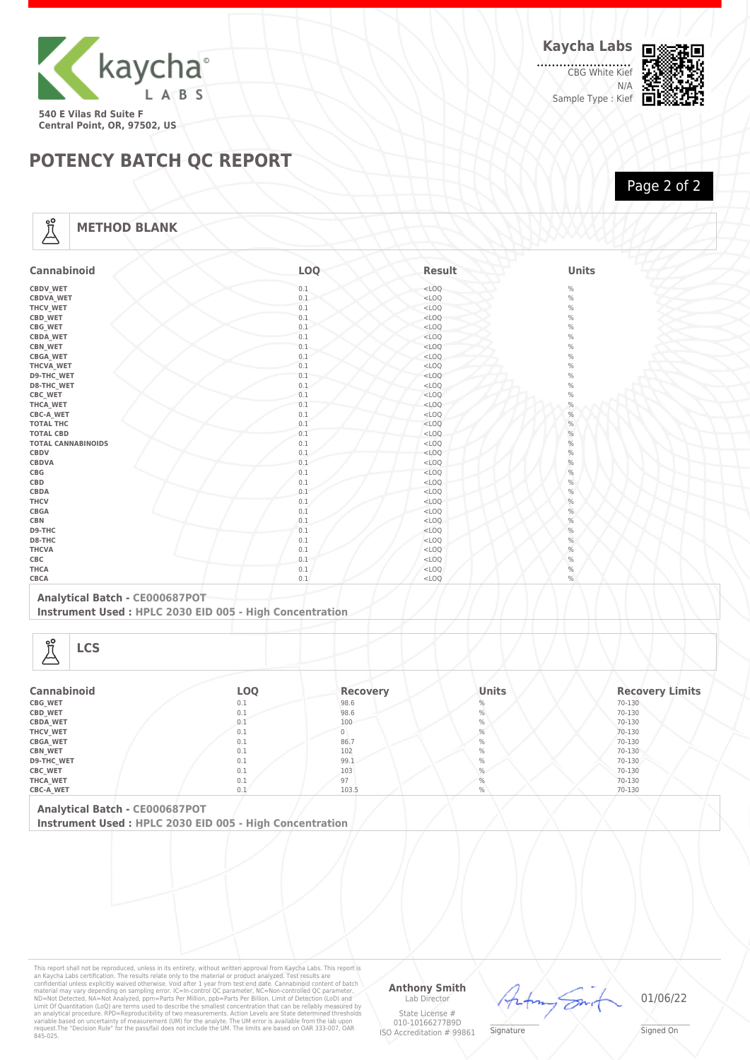**Kaycha Labs**

CBG White Kief
N/A
Sample Type : Kief

kaycha LABS

**540 E Vilas Rd Suite F**
**Central Point, OR, 97502, US**

# POTENCY BATCH QC REPORT

## METHOD BLANK

| Cannabinoid | LOQ | Result | Units |
|---|---|---|---|
| CBDV_WET | 0.1 | <LOQ | % |
| CBDVA_WET | 0.1 | <LOQ | % |
| THCV_WET | 0.1 | <LOQ | % |
| CBD_WET | 0.1 | <LOQ | % |
| CBG_WET | 0.1 | <LOQ | % |
| CBDA_WET | 0.1 | <LOQ | % |
| CBN_WET | 0.1 | <LOQ | % |
| CBGA_WET | 0.1 | <LOQ | % |
| THCVA_WET | 0.1 | <LOQ | % |
| D9-THC_WET | 0.1 | <LOQ | % |
| D8-THC_WET | 0.1 | <LOQ | % |
| CBC_WET | 0.1 | <LOQ | % |
| THCA_WET | 0.1 | <LOQ | % |
| CBC-A_WET | 0.1 | <LOQ | % |
| TOTAL THC | 0.1 | <LOQ | % |
| TOTAL CBD | 0.1 | <LOQ | % |
| TOTAL CANNABINOIDS | 0.1 | <LOQ | % |
| CBDV | 0.1 | <LOQ | % |
| CBDVA | 0.1 | <LOQ | % |
| CBG | 0.1 | <LOQ | % |
| CBD | 0.1 | <LOQ | % |
| CBDA | 0.1 | <LOQ | % |
| THCV | 0.1 | <LOQ | % |
| CBGA | 0.1 | <LOQ | % |
| CBN | 0.1 | <LOQ | % |
| D9-THC | 0.1 | <LOQ | % |
| D8-THC | 0.1 | <LOQ | % |
| THCVA | 0.1 | <LOQ | % |
| CBC | 0.1 | <LOQ | % |
| THCA | 0.1 | <LOQ | % |
| CBCA | 0.1 | <LOQ | % |

**Analytical Batch - CE000687POT**
**Instrument Used : HPLC 2030 EID 005 - High Concentration**

## LCS

| Cannabinoid | LOQ | Recovery | Units | Recovery Limits |
|---|---|---|---|---|
| CBG_WET | 0.1 | 98.6 | % | 70-130 |
| CBD_WET | 0.1 | 98.6 | % | 70-130 |
| CBDA_WET | 0.1 | 100 | % | 70-130 |
| THCV_WET | 0.1 | 0 | % | 70-130 |
| CBGA_WET | 0.1 | 86.7 | % | 70-130 |
| CBN_WET | 0.1 | 102 | % | 70-130 |
| D9-THC_WET | 0.1 | 99.1 | % | 70-130 |
| CBC_WET | 0.1 | 103 | % | 70-130 |
| THCA_WET | 0.1 | 97 | % | 70-130 |
| CBC-A_WET | 0.1 | 103.5 | % | 70-130 |

**Analytical Batch - CE000687POT**
**Instrument Used : HPLC 2030 EID 005 - High Concentration**

This report shall not be reproduced, unless in its entirety, without written approval from Kaycha Labs. This report is an Kaycha Labs certification. The results relate only to the material or product analyzed. Test results are confidential unless explicitly waived otherwise. Void after 1 year from test end date. Cannabinoid content of batch material may vary depending on sampling error. IC=In-control QC parameter, NC=Non-controlled QC parameter, ND=Not Detected, NA=Not Analyzed, ppm=Parts Per Million, ppb=Parts Per Billion. Limit of Detection (LoD) and Limit Of Quantitation (LoQ) are terms used to describe the smallest concentration that can be reliably measured by an analytical procedure. RPD=Reproducibility of two measurements. Action Levels are State determined thresholds variable based on uncertainty of measurement (UM) for the analyte. The UM error is available from the lab upon request.The "Decision Rule" for the pass/fail does not include the UM. The limits are based on OAR 333-007, OAR 845-025.

**Anthony Smith**
Lab Director

State License #
010-10166277B9D
ISO Accreditation # 99861

Signature

01/06/22
Signed On